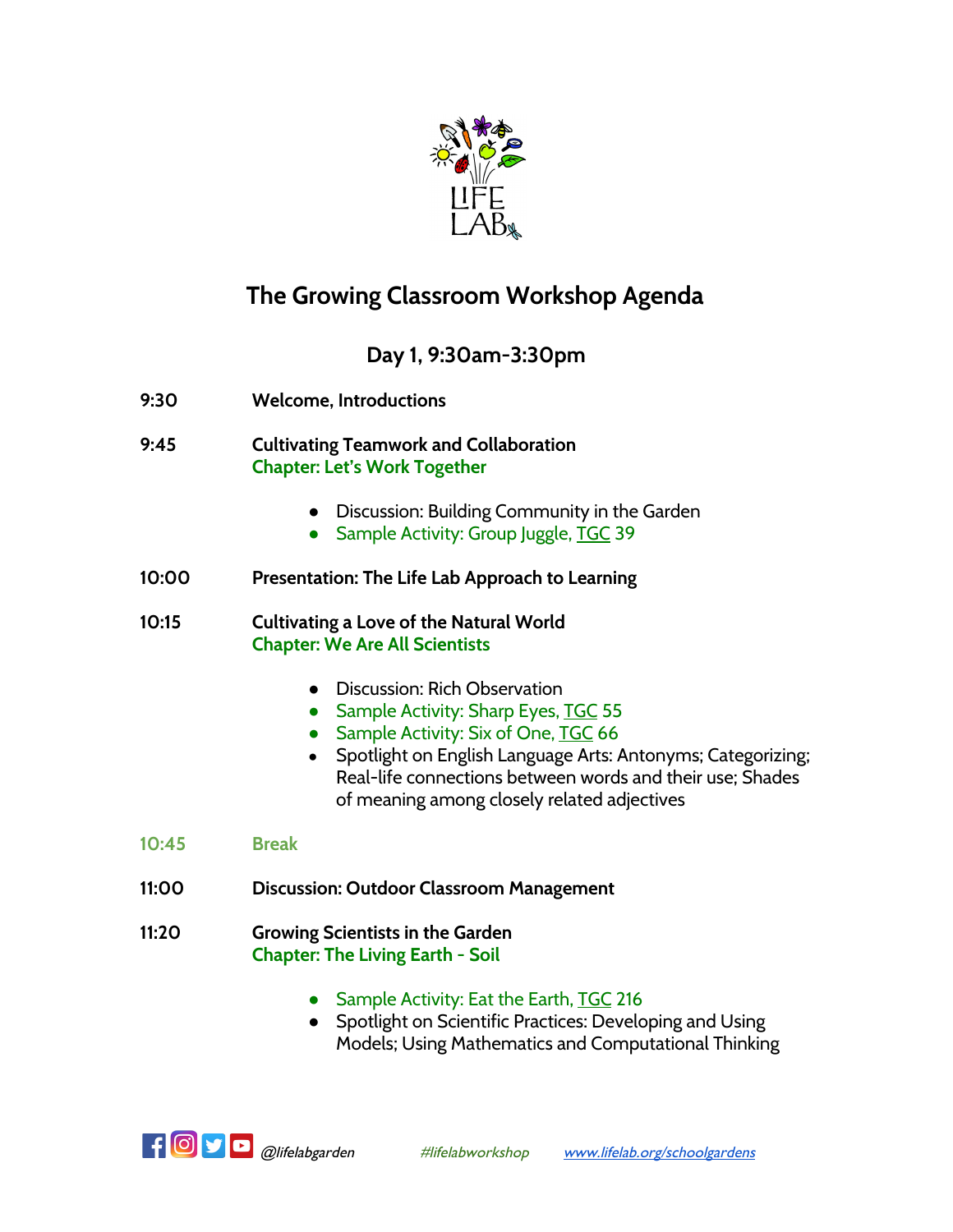# The Growing Classroom Workshop Agenda

## Day 1, 9:30am-3:30pm

**9:30** **Welcome, Introductions**

**9:45** **Cultivating Teamwork and Collaboration**
**Chapter: Let's Work Together**

- Discussion: Building Community in the Garden
- Sample Activity: Group Juggle, TGC 39

**10:00** **Presentation: The Life Lab Approach to Learning**

**10:15** **Cultivating a Love of the Natural World**
**Chapter: We Are All Scientists**

- Discussion: Rich Observation
- Sample Activity: Sharp Eyes, TGC 55
- Sample Activity: Six of One, TGC 66
- Spotlight on English Language Arts: Antonyms; Categorizing; Real-life connections between words and their use; Shades of meaning among closely related adjectives

**10:45** **Break**

**11:00** **Discussion: Outdoor Classroom Management**

**11:20** **Growing Scientists in the Garden**
**Chapter: The Living Earth - Soil**

- Sample Activity: Eat the Earth, TGC 216
- Spotlight on Scientific Practices: Developing and Using Models; Using Mathematics and Computational Thinking

@lifelabgarden #lifelabworkshop www.lifelab.org/schoolgardens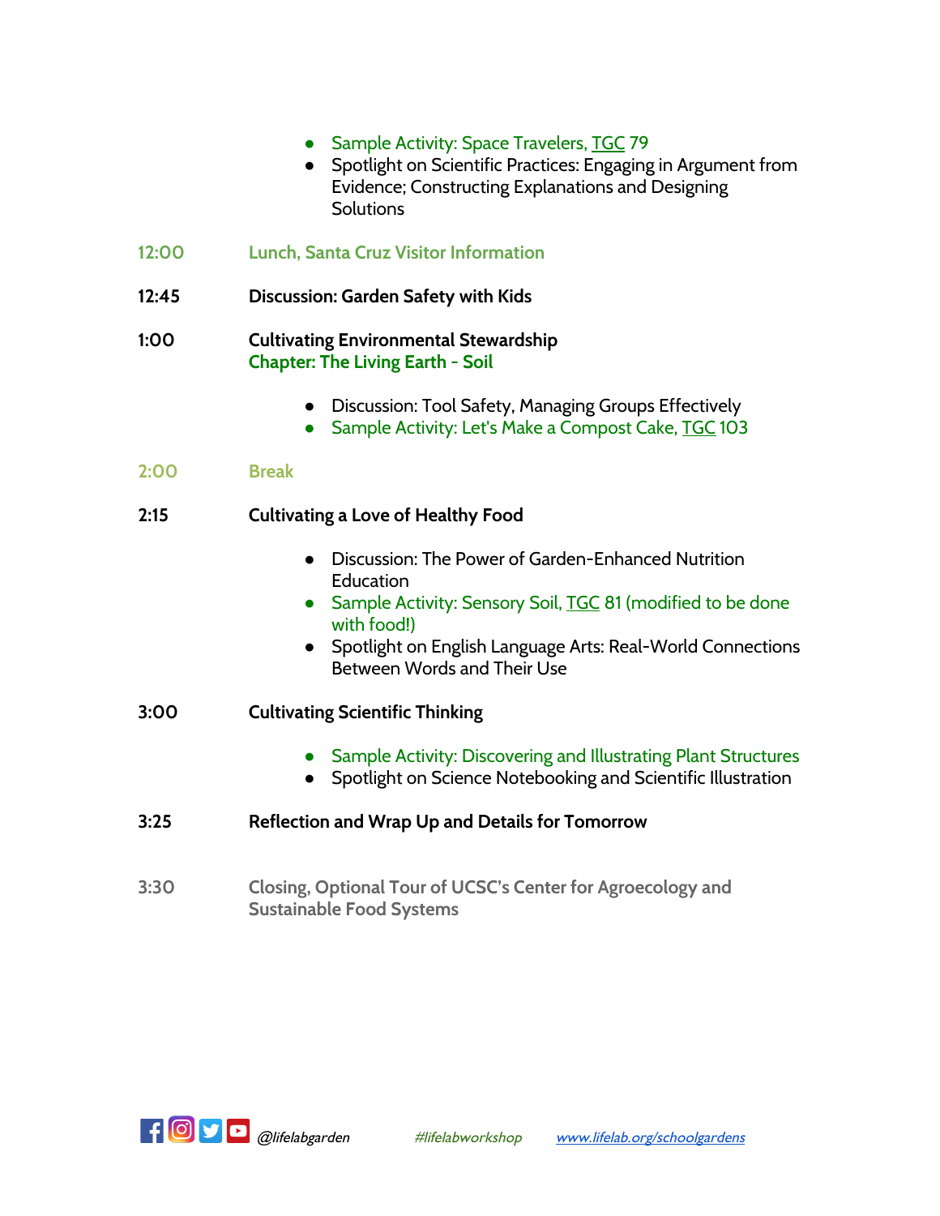- Sample Activity: Space Travelers, TGC 79
- Spotlight on Scientific Practices: Engaging in Argument from Evidence; Constructing Explanations and Designing Solutions

**12:00** **Lunch, Santa Cruz Visitor Information**

**12:45** **Discussion: Garden Safety with Kids**

**1:00** **Cultivating Environmental Stewardship**
**Chapter: The Living Earth - Soil**

- Discussion: Tool Safety, Managing Groups Effectively
- Sample Activity: Let's Make a Compost Cake, TGC 103

**2:00** **Break**

**2:15** **Cultivating a Love of Healthy Food**

- Discussion: The Power of Garden-Enhanced Nutrition Education
- Sample Activity: Sensory Soil, TGC 81 (modified to be done with food!)
- Spotlight on English Language Arts: Real-World Connections Between Words and Their Use

**3:00** **Cultivating Scientific Thinking**

- Sample Activity: Discovering and Illustrating Plant Structures
- Spotlight on Science Notebooking and Scientific Illustration

**3:25** **Reflection and Wrap Up and Details for Tomorrow**

**3:30** **Closing, Optional Tour of UCSC's Center for Agroecology and Sustainable Food Systems**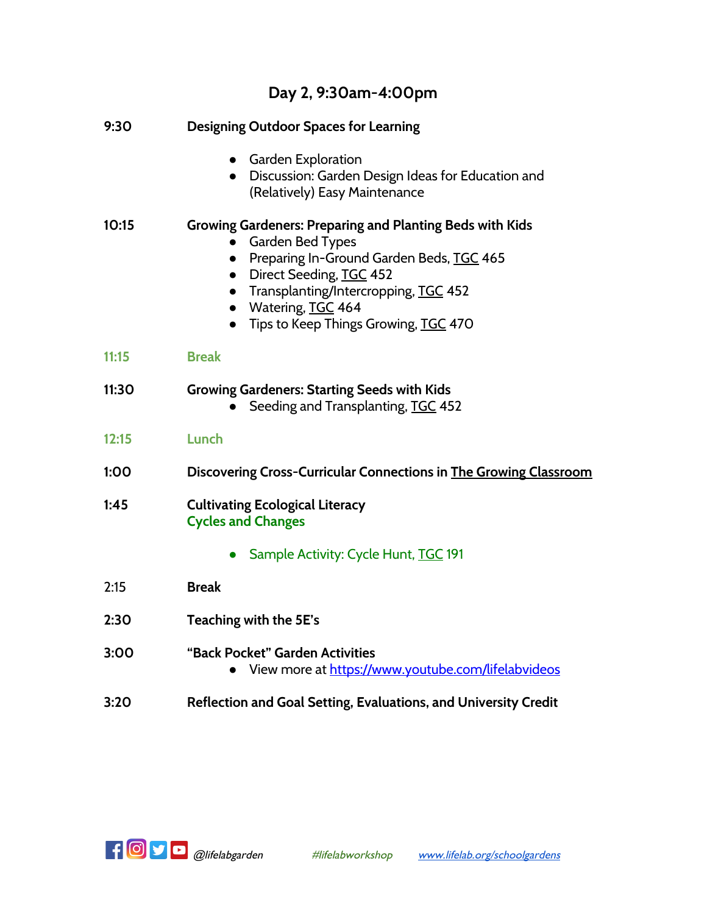## Day 2, 9:30am-4:00pm

| | |
|---|---|
| 9:30 | **Designing Outdoor Spaces for Learning**<br>• Garden Exploration<br>• Discussion: Garden Design Ideas for Education and (Relatively) Easy Maintenance |
| 10:15 | **Growing Gardeners: Preparing and Planting Beds with Kids**<br>• Garden Bed Types<br>• Preparing In-Ground Garden Beds, TGC 465<br>• Direct Seeding, TGC 452<br>• Transplanting/Intercropping, TGC 452<br>• Watering, TGC 464<br>• Tips to Keep Things Growing, TGC 470 |
| 11:15 | **Break** |
| 11:30 | **Growing Gardeners: Starting Seeds with Kids**<br>• Seeding and Transplanting, TGC 452 |
| 12:15 | **Lunch** |
| 1:00 | **Discovering Cross-Curricular Connections in The Growing Classroom** |
| 1:45 | **Cultivating Ecological Literacy**<br>**Cycles and Changes**<br>• Sample Activity: Cycle Hunt, TGC 191 |
| 2:15 | **Break** |
| 2:30 | **Teaching with the 5E's** |
| 3:00 | **"Back Pocket" Garden Activities**<br>• View more at https://www.youtube.com/lifelabvideos |
| 3:20 | **Reflection and Goal Setting, Evaluations, and University Credit** |

*@lifelabgarden* *#lifelabworkshop* *www.lifelab.org/schoolgardens*